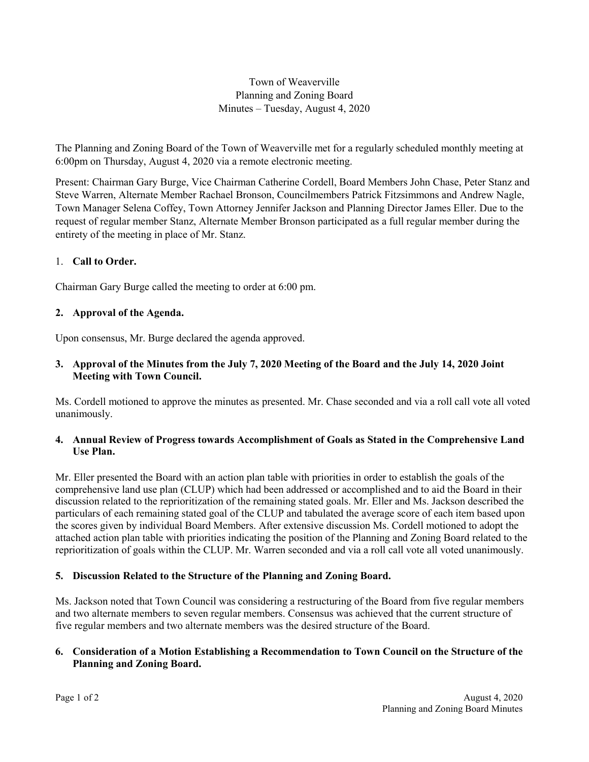Town of Weaverville
Planning and Zoning Board
Minutes – Tuesday, August 4, 2020

The Planning and Zoning Board of the Town of Weaverville met for a regularly scheduled monthly meeting at 6:00pm on Thursday, August 4, 2020 via a remote electronic meeting.

Present: Chairman Gary Burge, Vice Chairman Catherine Cordell, Board Members John Chase, Peter Stanz and Steve Warren, Alternate Member Rachael Bronson, Councilmembers Patrick Fitzsimmons and Andrew Nagle, Town Manager Selena Coffey, Town Attorney Jennifer Jackson and Planning Director James Eller. Due to the request of regular member Stanz, Alternate Member Bronson participated as a full regular member during the entirety of the meeting in place of Mr. Stanz.

1. **Call to Order.**

Chairman Gary Burge called the meeting to order at 6:00 pm.

**2. Approval of the Agenda.**

Upon consensus, Mr. Burge declared the agenda approved.

**3. Approval of the Minutes from the July 7, 2020 Meeting of the Board and the July 14, 2020 Joint Meeting with Town Council.**

Ms. Cordell motioned to approve the minutes as presented. Mr. Chase seconded and via a roll call vote all voted unanimously.

**4. Annual Review of Progress towards Accomplishment of Goals as Stated in the Comprehensive Land Use Plan.**

Mr. Eller presented the Board with an action plan table with priorities in order to establish the goals of the comprehensive land use plan (CLUP) which had been addressed or accomplished and to aid the Board in their discussion related to the reprioritization of the remaining stated goals. Mr. Eller and Ms. Jackson described the particulars of each remaining stated goal of the CLUP and tabulated the average score of each item based upon the scores given by individual Board Members. After extensive discussion Ms. Cordell motioned to adopt the attached action plan table with priorities indicating the position of the Planning and Zoning Board related to the reprioritization of goals within the CLUP. Mr. Warren seconded and via a roll call vote all voted unanimously.

**5. Discussion Related to the Structure of the Planning and Zoning Board.**

Ms. Jackson noted that Town Council was considering a restructuring of the Board from five regular members and two alternate members to seven regular members. Consensus was achieved that the current structure of five regular members and two alternate members was the desired structure of the Board.

**6. Consideration of a Motion Establishing a Recommendation to Town Council on the Structure of the Planning and Zoning Board.**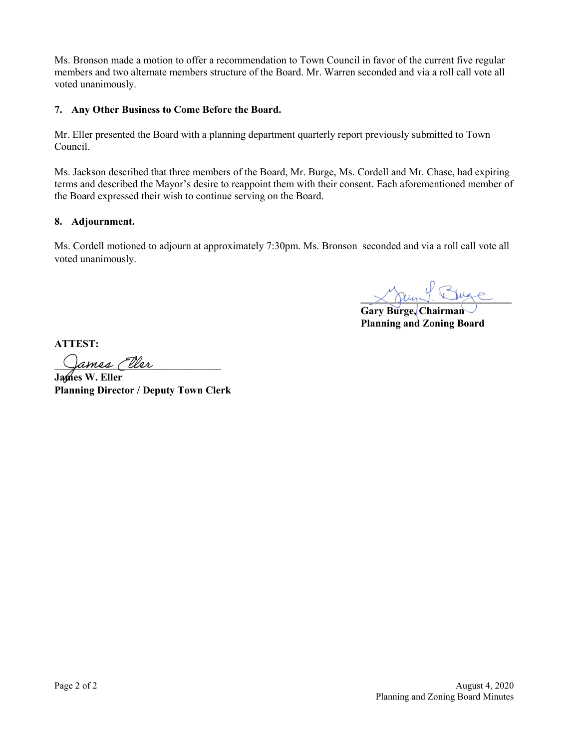Ms. Bronson made a motion to offer a recommendation to Town Council in favor of the current five regular members and two alternate members structure of the Board. Mr. Warren seconded and via a roll call vote all voted unanimously.

**7. Any Other Business to Come Before the Board.**

Mr. Eller presented the Board with a planning department quarterly report previously submitted to Town Council.

Ms. Jackson described that three members of the Board, Mr. Burge, Ms. Cordell and Mr. Chase, had expiring terms and described the Mayor's desire to reappoint them with their consent. Each aforementioned member of the Board expressed their wish to continue serving on the Board.

**8. Adjournment.**

Ms. Cordell motioned to adjourn at approximately 7:30pm. Ms. Bronson seconded and via a roll call vote all voted unanimously.

**Gary Burge, Chairman**
**Planning and Zoning Board**

**ATTEST:**

**James W. Eller**
**Planning Director / Deputy Town Clerk**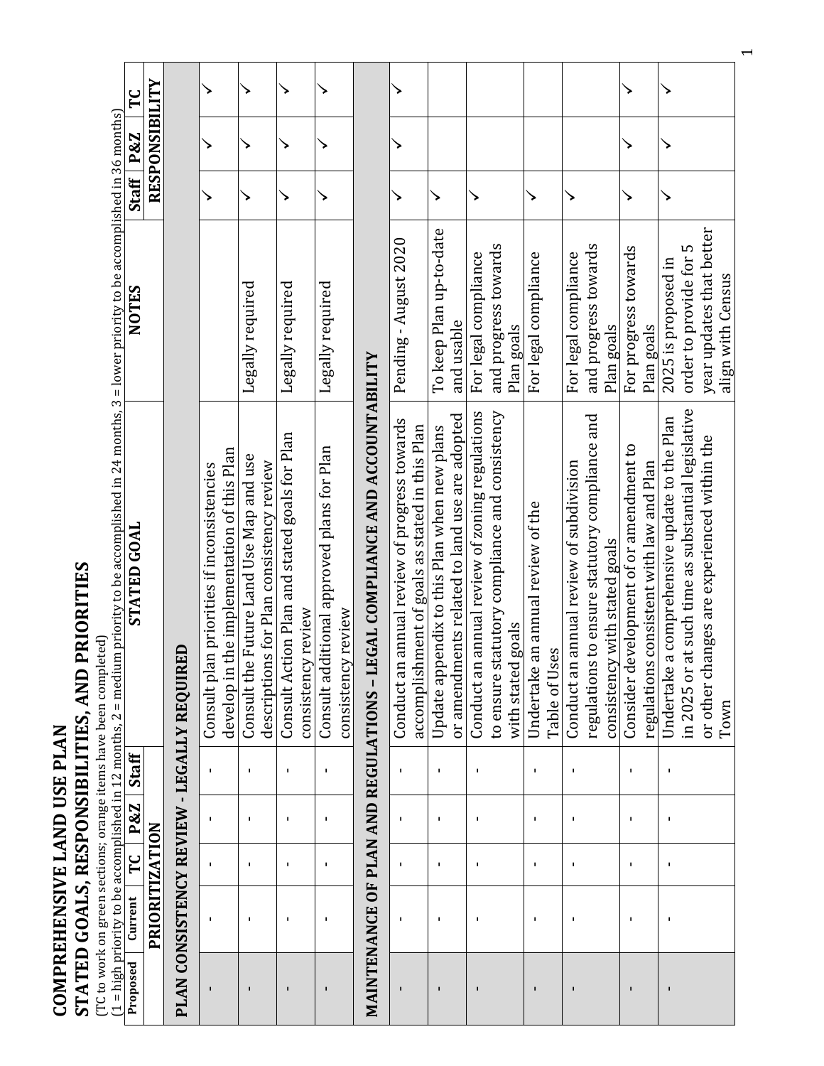# COMPREHENSIVE LAND USE PLAN

## STATED GOALS, RESPONSIBILITIES, AND PRIORITIES

(TC to work on green sections; orange items have been completed)

(1 = high priority to be accomplished in 12 months, 2 = medium priority to be accomplished in 24 months, 3 = lower priority to be accomplished in 36 months)

| Proposed | Current | TC | P&Z | Staff | STATED GOAL | NOTES | Staff | P&Z | TC |
|---|---|---|---|---|---|---|---|---|---|
| PRIORITIZATION | | | | | | | RESPONSIBILITY | | |
| **PLAN CONSISTENCY REVIEW - LEGALLY REQUIRED** | | | | | | | | | |
| - | - | - | - | - | Consult plan priorities if inconsistencies develop in the implementation of this Plan | | ✓ | ✓ | ✓ |
| - | - | - | - | - | Consult the Future Land Use Map and use descriptions for Plan consistency review | Legally required | ✓ | ✓ | ✓ |
| - | - | - | - | - | Consult Action Plan and stated goals for Plan consistency review | Legally required | ✓ | ✓ | ✓ |
| - | - | - | - | - | Consult additional approved plans for Plan consistency review | Legally required | ✓ | ✓ | ✓ |
| **MAINTENANCE OF PLAN AND REGULATIONS – LEGAL COMPLIANCE AND ACCOUNTABILITY** | | | | | | | | | |
| - | - | - | - | - | Conduct an annual review of progress towards accomplishment of goals as stated in this Plan | Pending - August 2020 | ✓ | ✓ | ✓ |
| - | - | - | - | - | Update appendix to this Plan when new plans or amendments related to land use are adopted | To keep Plan up-to-date and usable | ✓ | | |
| - | - | - | - | - | Conduct an annual review of zoning regulations to ensure statutory compliance and consistency with stated goals | For legal compliance and progress towards Plan goals | ✓ | | |
| - | - | - | - | - | Undertake an annual review of the Table of Uses | For legal compliance | ✓ | | |
| - | - | - | - | - | Conduct an annual review of subdivision regulations to ensure statutory compliance and consistency with stated goals | For legal compliance and progress towards Plan goals | ✓ | | |
| - | - | - | - | - | Consider development of or amendment to regulations consistent with law and Plan | For progress towards Plan goals | ✓ | ✓ | ✓ |
| - | - | - | - | - | Undertake a comprehensive update to the Plan in 2025 or at such time as substantial legislative or other changes are experienced within the Town | 2025 is proposed in order to provide for 5 year updates that better align with Census | ✓ | ✓ | ✓ |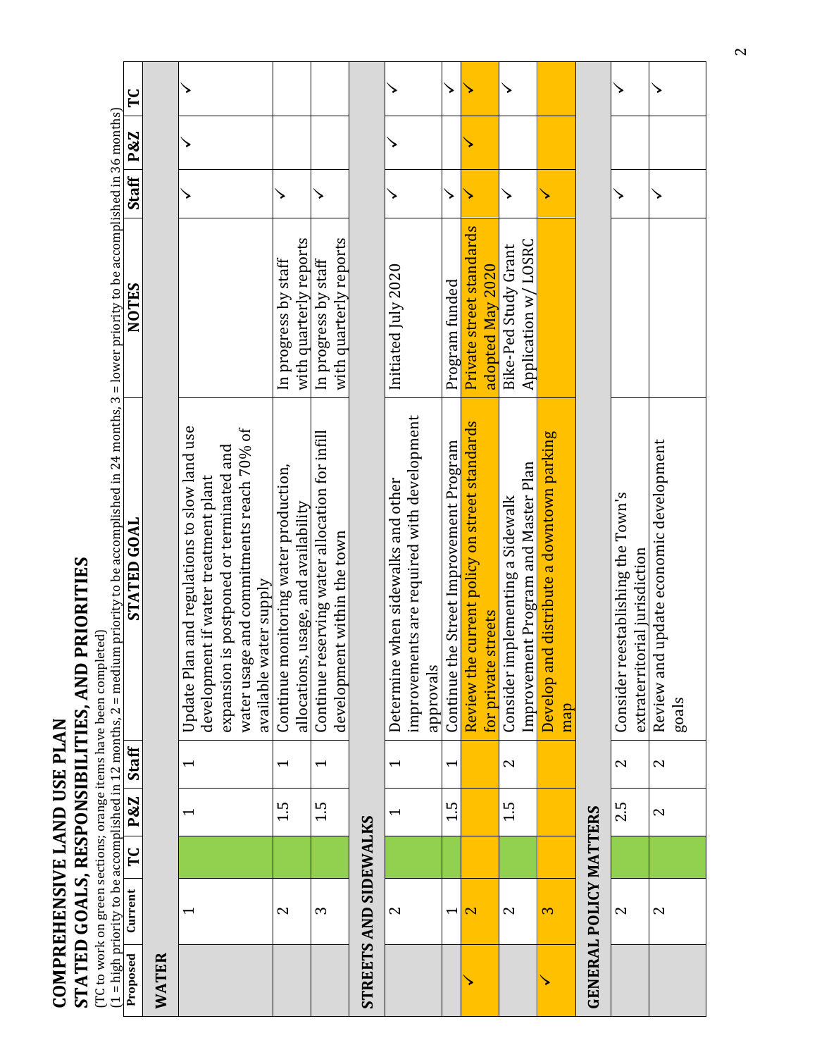# COMPREHENSIVE LAND USE PLAN

## STATED GOALS, RESPONSIBILITIES, AND PRIORITIES

(TC to work on green sections; orange items have been completed)

(1 = high priority to be accomplished in 12 months, 2 = medium priority to be accomplished in 24 months, 3 = lower priority to be accomplished in 36 months)

| Proposed | Current | TC | P&Z | Staff | STATED GOAL | NOTES | Staff | P&Z | TC |
|---|---|---|---|---|---|---|---|---|---|
| **WATER** | | | | | | | | | |
| | 1 | | 1 | 1 | Update Plan and regulations to slow land use development if water treatment plant expansion is postponed or terminated and water usage and commitments reach 70% of available water supply | | ✓ | ✓ | ✓ |
| | 2 | | 1.5 | 1 | Continue monitoring water production, allocations, usage, and availability | In progress by staff with quarterly reports | ✓ | | |
| | 3 | | 1.5 | 1 | Continue reserving water allocation for infill development within the town | In progress by staff with quarterly reports | ✓ | | |
| **STREETS AND SIDEWALKS** | | | | | | | | | |
| | 2 | | 1 | 1 | Determine when sidewalks and other improvements are required with development approvals | Initiated July 2020 | ✓ | ✓ | ✓ |
| | 1 | | 1.5 | 1 | Continue the Street Improvement Program | Program funded | ✓ | | ✓ |
| ✓ | 2 | | | | Review the current policy on street standards for private streets | Private street standards adopted May 2020 | ✓ | ✓ | ✓ |
| | 2 | | 1.5 | 2 | Consider implementing a Sidewalk Improvement Program and Master Plan | Bike-Ped Study Grant Application w/ LOSRC | ✓ | | ✓ |
| ✓ | 3 | | | | Develop and distribute a downtown parking map | | ✓ | | |
| **GENERAL POLICY MATTERS** | | | | | | | | | |
| | 2 | | 2.5 | 2 | Consider reestablishing the Town's extraterritorial jurisdiction | | ✓ | | ✓ |
| | 2 | | 2 | 2 | Review and update economic development goals | | ✓ | | ✓ |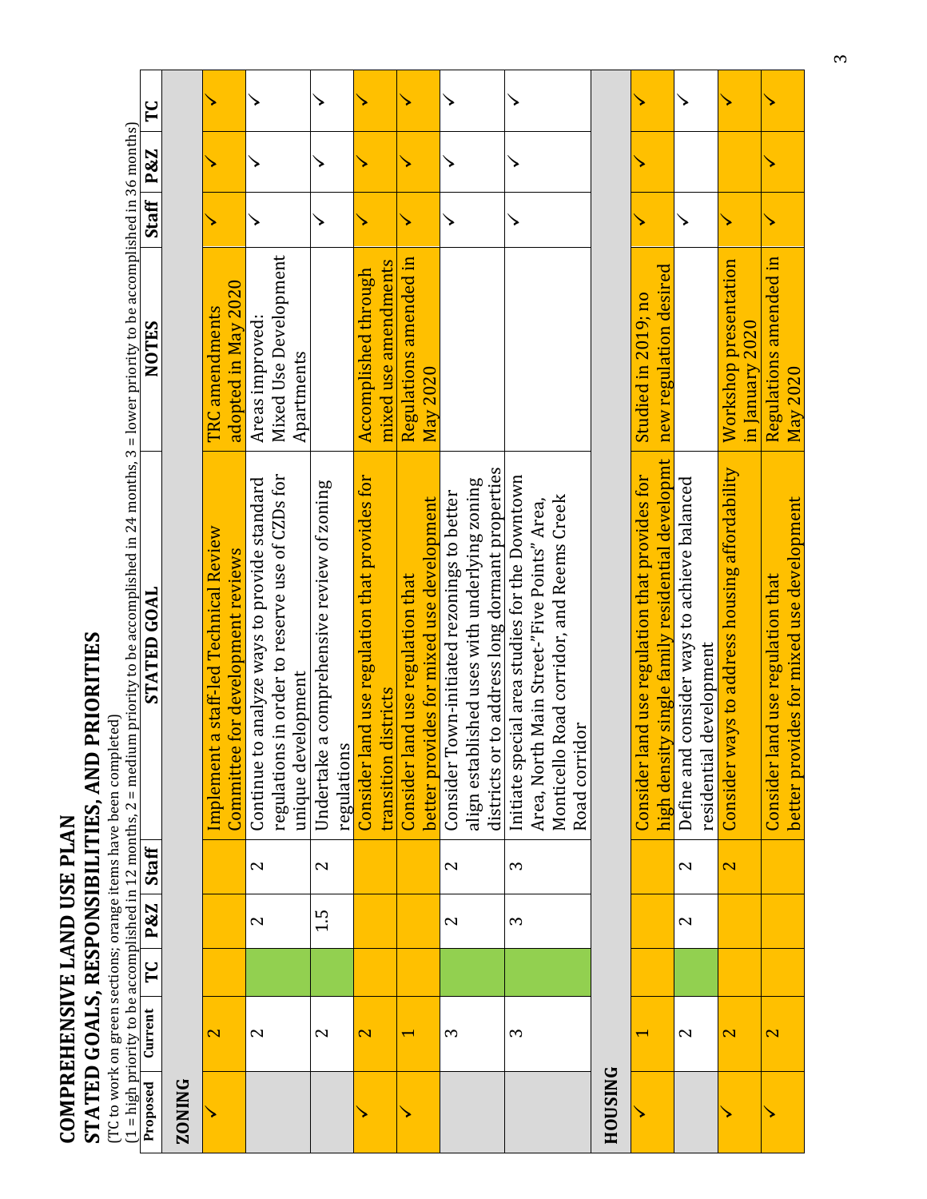# COMPREHENSIVE LAND USE PLAN

## STATED GOALS, RESPONSIBILITIES, AND PRIORITIES

(TC to work on green sections; orange items have been completed)

(1 = high priority to be accomplished in 12 months, 2 = medium priority to be accomplished in 24 months, 3 = lower priority to be accomplished in 36 months)

| Proposed | Current | TC | P&Z | Staff | STATED GOAL | NOTES | Staff | P&Z | TC |
|---|---|---|---|---|---|---|---|---|---|
| **ZONING** | | | | | | | | | |
| ✓ | 2 | | | | Implement a staff-led Technical Review Committee for development reviews | TRC amendments adopted in May 2020 | ✓ | ✓ | ✓ |
| | 2 | | 2 | 2 | Continue to analyze ways to provide standard regulations in order to reserve use of CZDs for unique development | Areas improved: Mixed Use Development Apartments | ✓ | ✓ | ✓ |
| | 2 | | 1.5 | 2 | Undertake a comprehensive review of zoning regulations | | ✓ | ✓ | ✓ |
| ✓ | 2 | | | | Consider land use regulation that provides for transition districts | Accomplished through mixed use amendments | ✓ | ✓ | ✓ |
| ✓ | 1 | | | | Consider land use regulation that better provides for mixed use development | Regulations amended in May 2020 | ✓ | ✓ | ✓ |
| | 3 | | 2 | 2 | Consider Town-initiated rezonings to better align established uses with underlying zoning districts or to address long dormant properties | | ✓ | ✓ | ✓ |
| | 3 | | 3 | 3 | Initiate special area studies for the Downtown Area, North Main Street-"Five Points" Area, Monticello Road corridor, and Reems Creek Road corridor | | ✓ | ✓ | ✓ |
| **HOUSING** | | | | | | | | | |
| ✓ | 1 | | | | Consider land use regulation that provides for high density single family residential developmt | Studied in 2019; no new regulation desired | ✓ | ✓ | ✓ |
| | 2 | | 2 | 2 | Define and consider ways to achieve balanced residential development | | ✓ | | ✓ |
| ✓ | 2 | | | 2 | Consider ways to address housing affordability | Workshop presentation in January 2020 | ✓ | | ✓ |
| ✓ | 2 | | | | Consider land use regulation that better provides for mixed use development | Regulations amended in May 2020 | ✓ | ✓ | ✓ |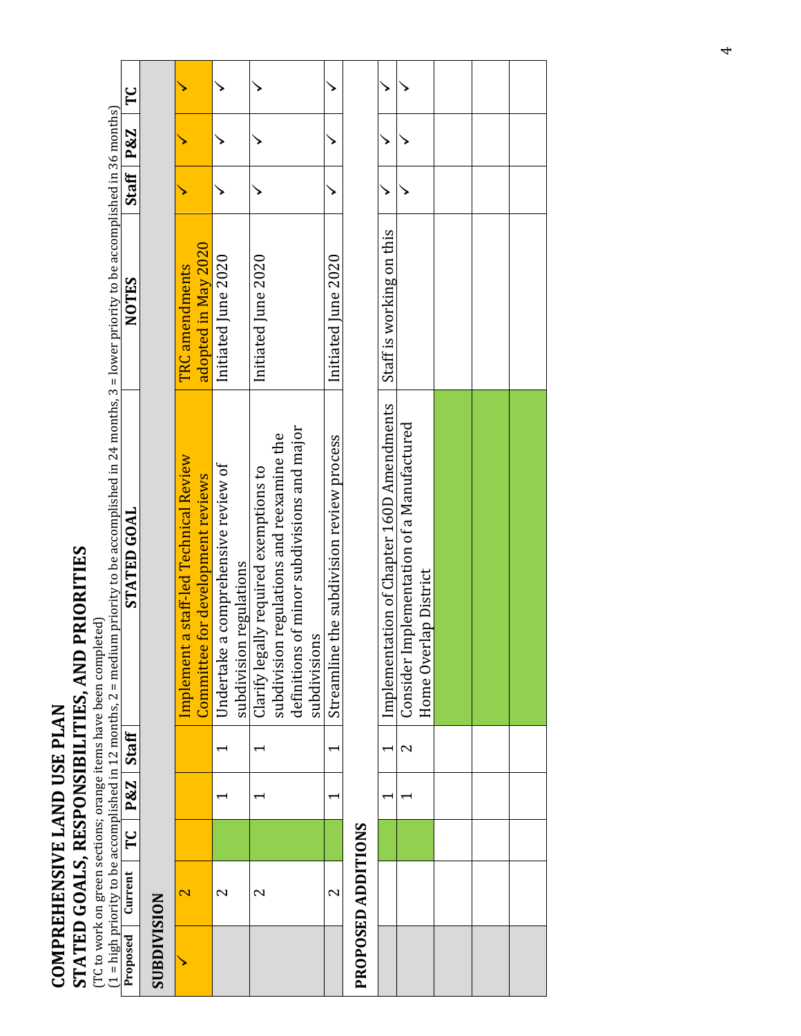# COMPREHENSIVE LAND USE PLAN

## STATED GOALS, RESPONSIBILITIES, AND PRIORITIES

(TC to work on green sections; orange items have been completed)
(1 = high priority to be accomplished in 12 months, 2 = medium priority to be accomplished in 24 months, 3 = lower priority to be accomplished in 36 months)

| Proposed | Current | TC | P&Z | Staff | STATED GOAL | NOTES | Staff | P&Z | TC |
|---|---|---|---|---|---|---|---|---|---|
| **SUBDIVISION** | | | | | | | | | |
| ✓ | 2 | | | | Implement a staff-led Technical Review Committee for development reviews | TRC amendments adopted in May 2020 | ✓ | ✓ | ✓ |
| | 2 | | 1 | 1 | Undertake a comprehensive review of subdivision regulations | Initiated June 2020 | ✓ | ✓ | ✓ |
| | 2 | | 1 | 1 | Clarify legally required exemptions to subdivision regulations and reexamine the definitions of minor subdivisions and major subdivisions | Initiated June 2020 | ✓ | ✓ | ✓ |
| | 2 | | 1 | 1 | Streamline the subdivision review process | Initiated June 2020 | ✓ | ✓ | ✓ |
| **PROPOSED ADDITIONS** | | | | | | | | | |
| | | | 1 | 1 | Implementation of Chapter 160D Amendments | Staff is working on this | ✓ | ✓ | ✓ |
| | | | 1 | 2 | Consider Implementation of a Manufactured Home Overlap District | | ✓ | ✓ | ✓ |
| | | | | | | | | | |
| | | | | | | | | | |
| | | | | | | | | | |